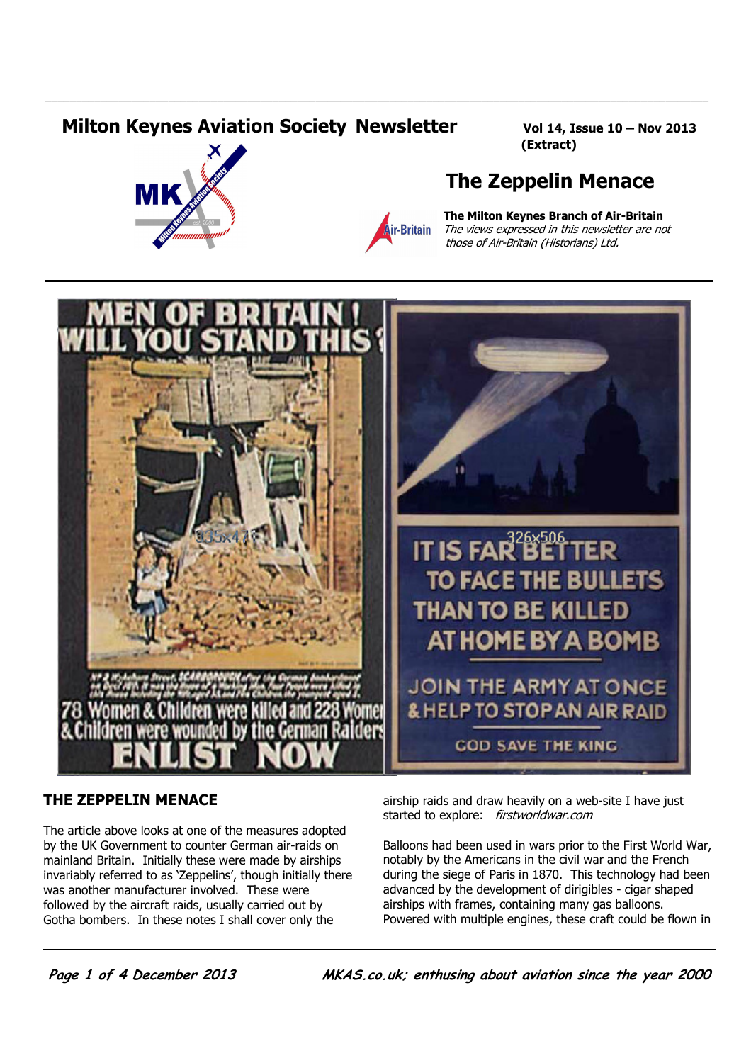# Milton Keynes Aviation Society Newsletter

**Vol 14, Issue 10 – Nov 2013 (Extract)**

## The Zeppelin Menace

**The Milton Keynes Branch of Air-Britain**
*The views expressed in this newsletter are not those of Air-Britain (Historians) Ltd.*

### THE ZEPPELIN MENACE

The article above looks at one of the measures adopted by the UK Government to counter German air-raids on mainland Britain. Initially these were made by airships invariably referred to as 'Zeppelins', though initially there was another manufacturer involved. These were followed by the aircraft raids, usually carried out by Gotha bombers. In these notes I shall cover only the airship raids and draw heavily on a web-site I have just started to explore: *firstworldwar.com*

Balloons had been used in wars prior to the First World War, notably by the Americans in the civil war and the French during the siege of Paris in 1870. This technology had been advanced by the development of dirigibles - cigar shaped airships with frames, containing many gas balloons. Powered with multiple engines, these craft could be flown in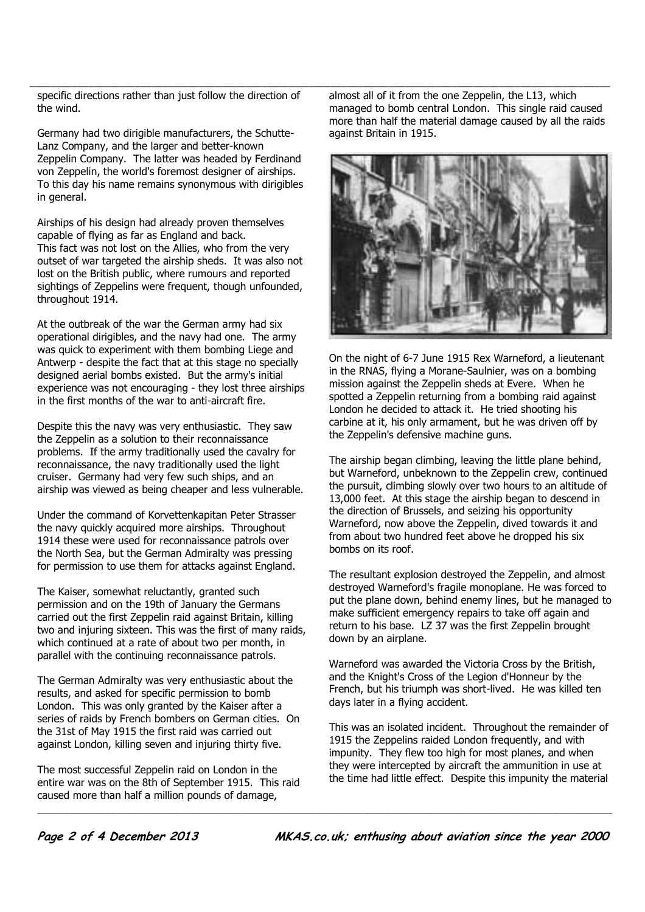specific directions rather than just follow the direction of the wind.

Germany had two dirigible manufacturers, the Schutte-Lanz Company, and the larger and better-known Zeppelin Company. The latter was headed by Ferdinand von Zeppelin, the world's foremost designer of airships. To this day his name remains synonymous with dirigibles in general.

Airships of his design had already proven themselves capable of flying as far as England and back. This fact was not lost on the Allies, who from the very outset of war targeted the airship sheds. It was also not lost on the British public, where rumours and reported sightings of Zeppelins were frequent, though unfounded, throughout 1914.

At the outbreak of the war the German army had six operational dirigibles, and the navy had one. The army was quick to experiment with them bombing Liege and Antwerp - despite the fact that at this stage no specially designed aerial bombs existed. But the army's initial experience was not encouraging - they lost three airships in the first months of the war to anti-aircraft fire.

Despite this the navy was very enthusiastic. They saw the Zeppelin as a solution to their reconnaissance problems. If the army traditionally used the cavalry for reconnaissance, the navy traditionally used the light cruiser. Germany had very few such ships, and an airship was viewed as being cheaper and less vulnerable.

Under the command of Korvettenkapitan Peter Strasser the navy quickly acquired more airships. Throughout 1914 these were used for reconnaissance patrols over the North Sea, but the German Admiralty was pressing for permission to use them for attacks against England.

The Kaiser, somewhat reluctantly, granted such permission and on the 19th of January the Germans carried out the first Zeppelin raid against Britain, killing two and injuring sixteen. This was the first of many raids, which continued at a rate of about two per month, in parallel with the continuing reconnaissance patrols.

The German Admiralty was very enthusiastic about the results, and asked for specific permission to bomb London. This was only granted by the Kaiser after a series of raids by French bombers on German cities. On the 31st of May 1915 the first raid was carried out against London, killing seven and injuring thirty five.

The most successful Zeppelin raid on London in the entire war was on the 8th of September 1915. This raid caused more than half a million pounds of damage, almost all of it from the one Zeppelin, the L13, which managed to bomb central London. This single raid caused more than half the material damage caused by all the raids against Britain in 1915.

On the night of 6-7 June 1915 Rex Warneford, a lieutenant in the RNAS, flying a Morane-Saulnier, was on a bombing mission against the Zeppelin sheds at Evere. When he spotted a Zeppelin returning from a bombing raid against London he decided to attack it. He tried shooting his carbine at it, his only armament, but he was driven off by the Zeppelin's defensive machine guns.

The airship began climbing, leaving the little plane behind, but Warneford, unbeknown to the Zeppelin crew, continued the pursuit, climbing slowly over two hours to an altitude of 13,000 feet. At this stage the airship began to descend in the direction of Brussels, and seizing his opportunity Warneford, now above the Zeppelin, dived towards it and from about two hundred feet above he dropped his six bombs on its roof.

The resultant explosion destroyed the Zeppelin, and almost destroyed Warneford's fragile monoplane. He was forced to put the plane down, behind enemy lines, but he managed to make sufficient emergency repairs to take off again and return to his base. LZ 37 was the first Zeppelin brought down by an airplane.

Warneford was awarded the Victoria Cross by the British, and the Knight's Cross of the Legion d'Honneur by the French, but his triumph was short-lived. He was killed ten days later in a flying accident.

This was an isolated incident. Throughout the remainder of 1915 the Zeppelins raided London frequently, and with impunity. They flew too high for most planes, and when they were intercepted by aircraft the ammunition in use at the time had little effect. Despite this impunity the material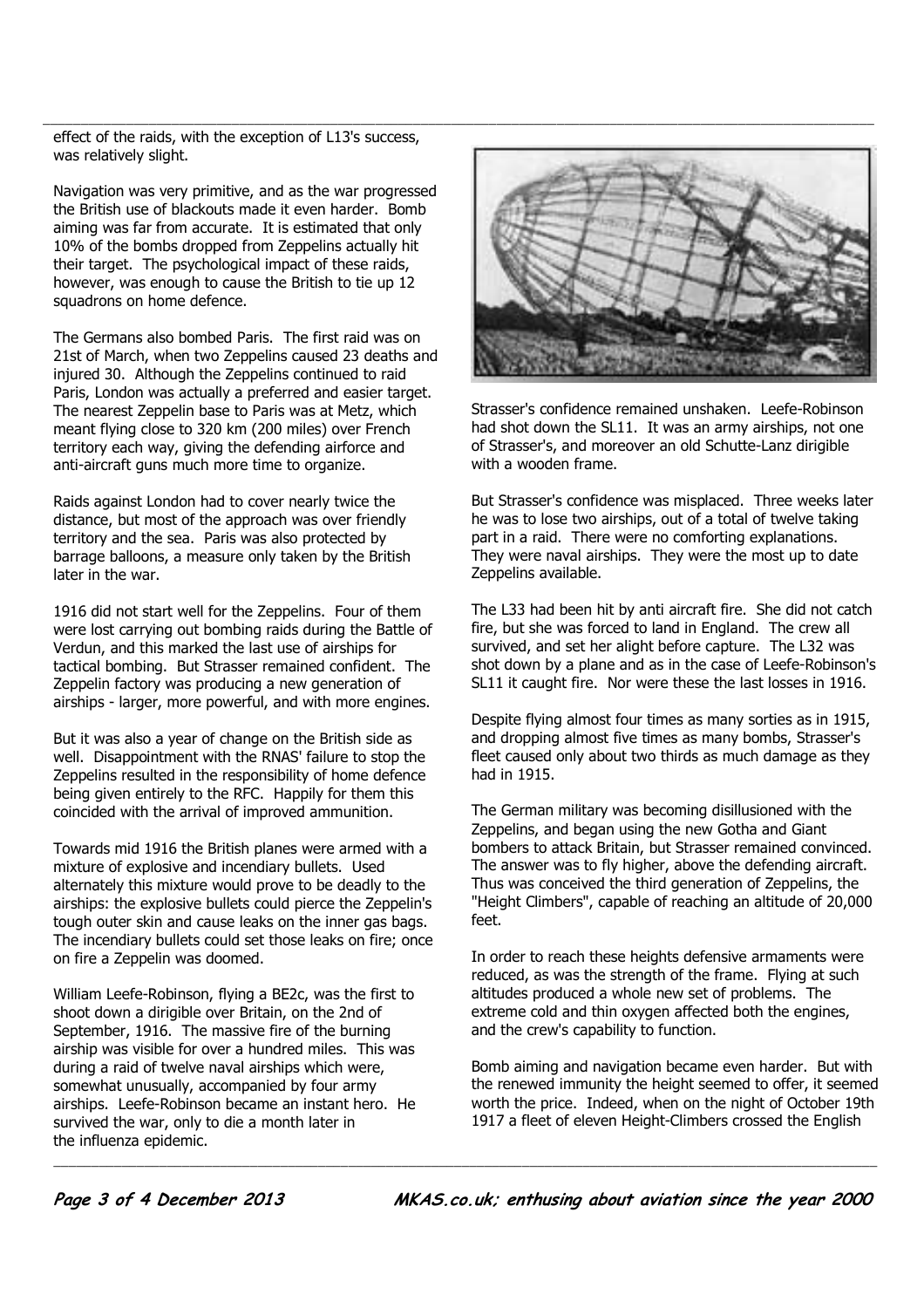effect of the raids, with the exception of L13's success, was relatively slight.

Navigation was very primitive, and as the war progressed the British use of blackouts made it even harder. Bomb aiming was far from accurate. It is estimated that only 10% of the bombs dropped from Zeppelins actually hit their target. The psychological impact of these raids, however, was enough to cause the British to tie up 12 squadrons on home defence.

The Germans also bombed Paris. The first raid was on 21st of March, when two Zeppelins caused 23 deaths and injured 30. Although the Zeppelins continued to raid Paris, London was actually a preferred and easier target. The nearest Zeppelin base to Paris was at Metz, which meant flying close to 320 km (200 miles) over French territory each way, giving the defending airforce and anti-aircraft guns much more time to organize.

Raids against London had to cover nearly twice the distance, but most of the approach was over friendly territory and the sea. Paris was also protected by barrage balloons, a measure only taken by the British later in the war.

1916 did not start well for the Zeppelins. Four of them were lost carrying out bombing raids during the Battle of Verdun, and this marked the last use of airships for tactical bombing. But Strasser remained confident. The Zeppelin factory was producing a new generation of airships - larger, more powerful, and with more engines.

But it was also a year of change on the British side as well. Disappointment with the RNAS' failure to stop the Zeppelins resulted in the responsibility of home defence being given entirely to the RFC. Happily for them this coincided with the arrival of improved ammunition.

Towards mid 1916 the British planes were armed with a mixture of explosive and incendiary bullets. Used alternately this mixture would prove to be deadly to the airships: the explosive bullets could pierce the Zeppelin's tough outer skin and cause leaks on the inner gas bags. The incendiary bullets could set those leaks on fire; once on fire a Zeppelin was doomed.

William Leefe-Robinson, flying a BE2c, was the first to shoot down a dirigible over Britain, on the 2nd of September, 1916. The massive fire of the burning airship was visible for over a hundred miles. This was during a raid of twelve naval airships which were, somewhat unusually, accompanied by four army airships. Leefe-Robinson became an instant hero. He survived the war, only to die a month later in the influenza epidemic.

Strasser's confidence remained unshaken. Leefe-Robinson had shot down the SL11. It was an army airships, not one of Strasser's, and moreover an old Schutte-Lanz dirigible with a wooden frame.

But Strasser's confidence was misplaced. Three weeks later he was to lose two airships, out of a total of twelve taking part in a raid. There were no comforting explanations. They were naval airships. They were the most up to date Zeppelins available.

The L33 had been hit by anti aircraft fire. She did not catch fire, but she was forced to land in England. The crew all survived, and set her alight before capture. The L32 was shot down by a plane and as in the case of Leefe-Robinson's SL11 it caught fire. Nor were these the last losses in 1916.

Despite flying almost four times as many sorties as in 1915, and dropping almost five times as many bombs, Strasser's fleet caused only about two thirds as much damage as they had in 1915.

The German military was becoming disillusioned with the Zeppelins, and began using the new Gotha and Giant bombers to attack Britain, but Strasser remained convinced. The answer was to fly higher, above the defending aircraft. Thus was conceived the third generation of Zeppelins, the "Height Climbers", capable of reaching an altitude of 20,000 feet.

In order to reach these heights defensive armaments were reduced, as was the strength of the frame. Flying at such altitudes produced a whole new set of problems. The extreme cold and thin oxygen affected both the engines, and the crew's capability to function.

Bomb aiming and navigation became even harder. But with the renewed immunity the height seemed to offer, it seemed worth the price. Indeed, when on the night of October 19th 1917 a fleet of eleven Height-Climbers crossed the English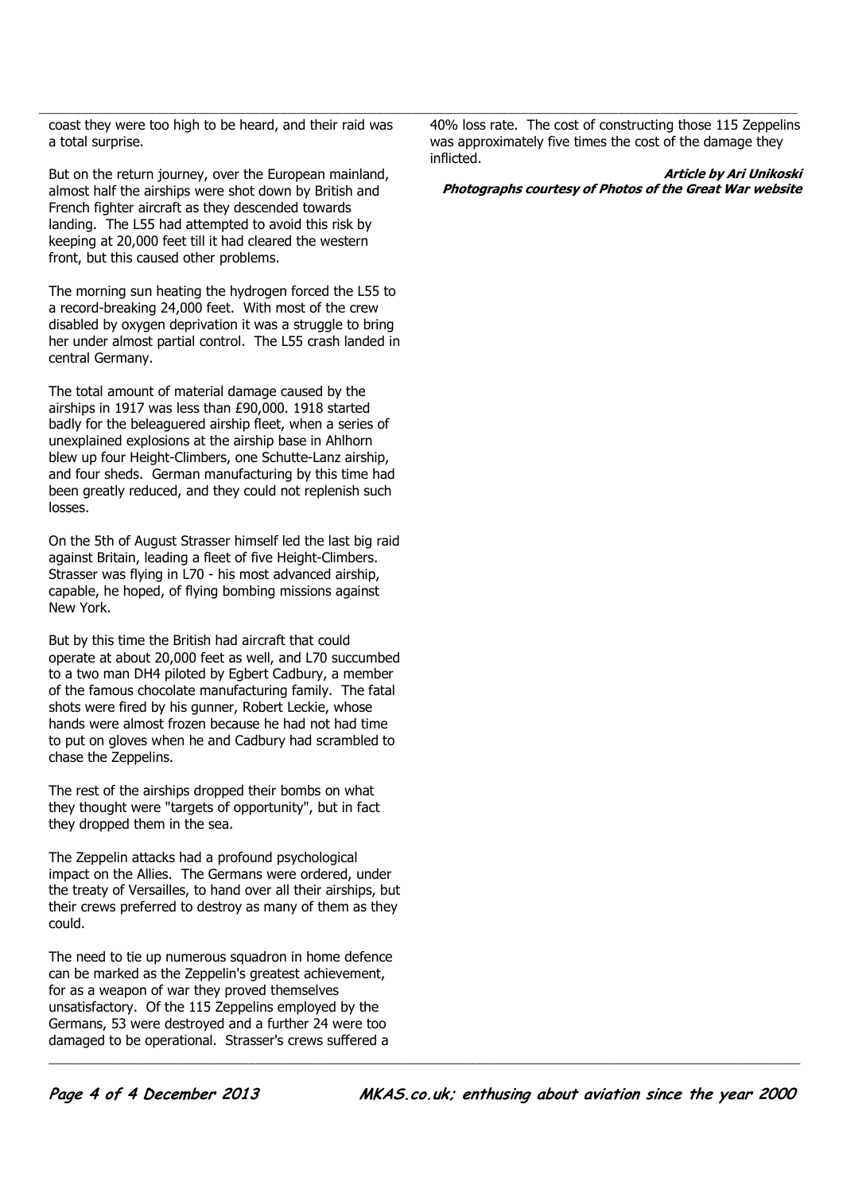coast they were too high to be heard, and their raid was a total surprise.

But on the return journey, over the European mainland, almost half the airships were shot down by British and French fighter aircraft as they descended towards landing. The L55 had attempted to avoid this risk by keeping at 20,000 feet till it had cleared the western front, but this caused other problems.

The morning sun heating the hydrogen forced the L55 to a record-breaking 24,000 feet. With most of the crew disabled by oxygen deprivation it was a struggle to bring her under almost partial control. The L55 crash landed in central Germany.

The total amount of material damage caused by the airships in 1917 was less than £90,000. 1918 started badly for the beleaguered airship fleet, when a series of unexplained explosions at the airship base in Ahlhorn blew up four Height-Climbers, one Schutte-Lanz airship, and four sheds. German manufacturing by this time had been greatly reduced, and they could not replenish such losses.

On the 5th of August Strasser himself led the last big raid against Britain, leading a fleet of five Height-Climbers. Strasser was flying in L70 - his most advanced airship, capable, he hoped, of flying bombing missions against New York.

But by this time the British had aircraft that could operate at about 20,000 feet as well, and L70 succumbed to a two man DH4 piloted by Egbert Cadbury, a member of the famous chocolate manufacturing family. The fatal shots were fired by his gunner, Robert Leckie, whose hands were almost frozen because he had not had time to put on gloves when he and Cadbury had scrambled to chase the Zeppelins.

The rest of the airships dropped their bombs on what they thought were "targets of opportunity", but in fact they dropped them in the sea.

The Zeppelin attacks had a profound psychological impact on the Allies. The Germans were ordered, under the treaty of Versailles, to hand over all their airships, but their crews preferred to destroy as many of them as they could.

The need to tie up numerous squadron in home defence can be marked as the Zeppelin's greatest achievement, for as a weapon of war they proved themselves unsatisfactory. Of the 115 Zeppelins employed by the Germans, 53 were destroyed and a further 24 were too damaged to be operational. Strasser's crews suffered a 40% loss rate. The cost of constructing those 115 Zeppelins was approximately five times the cost of the damage they inflicted.

***Article by Ari Unikoski***
***Photographs courtesy of Photos of the Great War website***